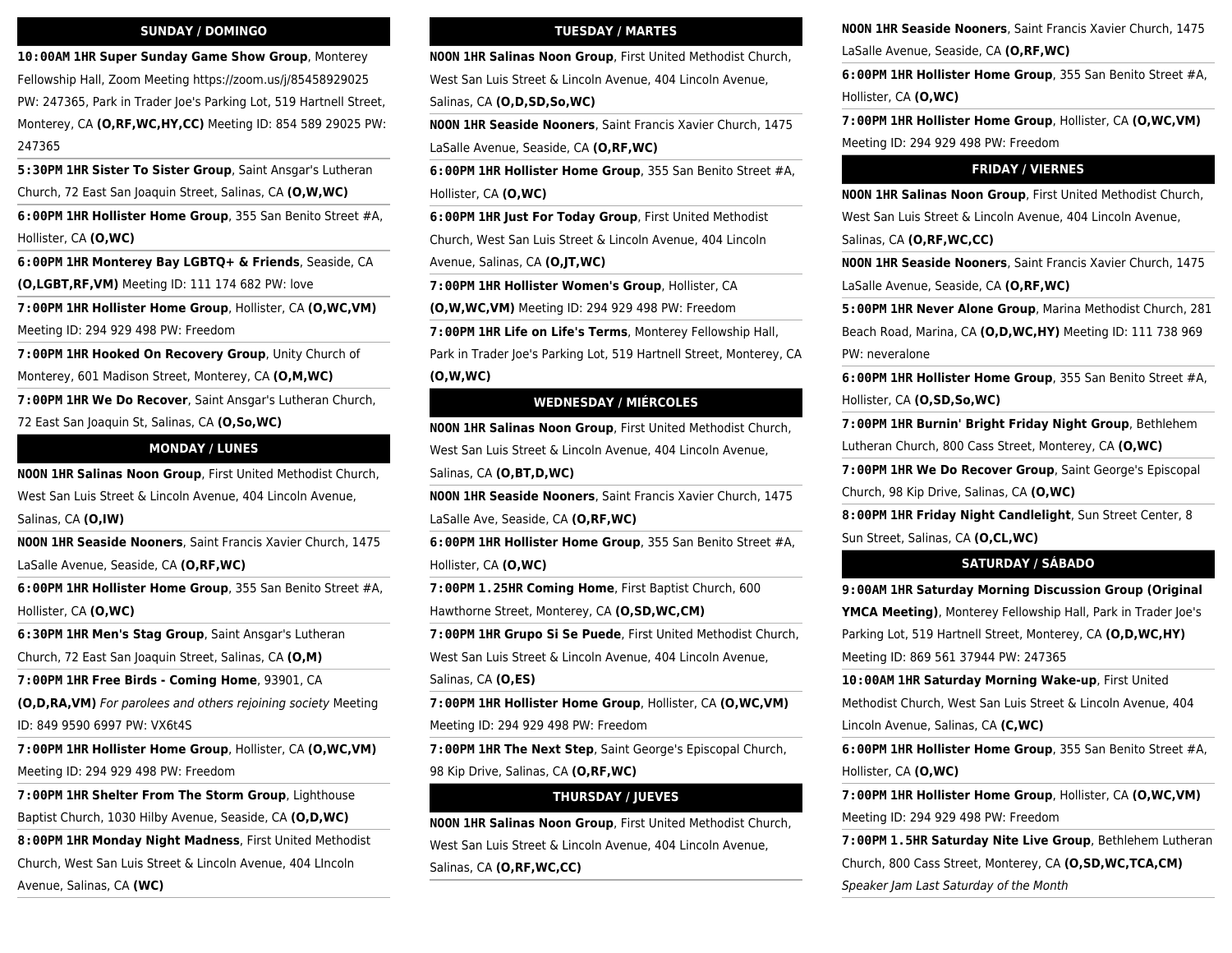## SUNDAY / DOMINGO

**10:00AM 1HR Super Sunday Game Show Group**, Monterey Fellowship Hall, Zoom Meeting https://zoom.us/j/85458929025 PW: 247365, Park in Trader Joe's Parking Lot, 519 Hartnell Street, Monterey, CA **(O,RF,WC,HY,CC)** Meeting ID: 854 589 29025 PW: 247365

**5:30PM 1HR Sister To Sister Group**, Saint Ansgar's Lutheran Church, 72 East San Joaquin Street, Salinas, CA **(O,W,WC)**

**6:00PM 1HR Hollister Home Group**, 355 San Benito Street #A, Hollister, CA **(O,WC)**

**6:00PM 1HR Monterey Bay LGBTQ+ & Friends**, Seaside, CA **(O,LGBT,RF,VM)** Meeting ID: 111 174 682 PW: love

**7:00PM 1HR Hollister Home Group**, Hollister, CA **(O,WC,VM)** Meeting ID: 294 929 498 PW: Freedom

**7:00PM 1HR Hooked On Recovery Group**, Unity Church of Monterey, 601 Madison Street, Monterey, CA **(O,M,WC)**

**7:00PM 1HR We Do Recover**, Saint Ansgar's Lutheran Church, 72 East San Joaquin St, Salinas, CA **(O,So,WC)**

## MONDAY / LUNES

**NOON 1HR Salinas Noon Group**, First United Methodist Church, West San Luis Street & Lincoln Avenue, 404 Lincoln Avenue, Salinas, CA **(O,IW)**

**NOON 1HR Seaside Nooners**, Saint Francis Xavier Church, 1475 LaSalle Avenue, Seaside, CA **(O,RF,WC)**

**6:00PM 1HR Hollister Home Group**, 355 San Benito Street #A, Hollister, CA **(O,WC)**

**6:30PM 1HR Men's Stag Group**, Saint Ansgar's Lutheran Church, 72 East San Joaquin Street, Salinas, CA **(O,M)**

**7:00PM 1HR Free Birds - Coming Home**, 93901, CA **(O,D,RA,VM)** *For parolees and others rejoining society* Meeting ID: 849 9590 6997 PW: VX6t4S

**7:00PM 1HR Hollister Home Group**, Hollister, CA **(O,WC,VM)** Meeting ID: 294 929 498 PW: Freedom

**7:00PM 1HR Shelter From The Storm Group**, Lighthouse Baptist Church, 1030 Hilby Avenue, Seaside, CA **(O,D,WC)**

**8:00PM 1HR Monday Night Madness**, First United Methodist Church, West San Luis Street & Lincoln Avenue, 404 LIncoln Avenue, Salinas, CA **(WC)**

## TUESDAY / MARTES

**NOON 1HR Salinas Noon Group**, First United Methodist Church, West San Luis Street & Lincoln Avenue, 404 Lincoln Avenue, Salinas, CA **(O,D,SD,So,WC)**

**NOON 1HR Seaside Nooners**, Saint Francis Xavier Church, 1475 LaSalle Avenue, Seaside, CA **(O,RF,WC)**

**6:00PM 1HR Hollister Home Group**, 355 San Benito Street #A, Hollister, CA **(O,WC)**

**6:00PM 1HR Just For Today Group**, First United Methodist Church, West San Luis Street & Lincoln Avenue, 404 Lincoln Avenue, Salinas, CA **(O,JT,WC)**

**7:00PM 1HR Hollister Women's Group**, Hollister, CA **(O,W,WC,VM)** Meeting ID: 294 929 498 PW: Freedom

**7:00PM 1HR Life on Life's Terms**, Monterey Fellowship Hall, Park in Trader Joe's Parking Lot, 519 Hartnell Street, Monterey, CA **(O,W,WC)**

## WEDNESDAY / MIÉRCOLES

**NOON 1HR Salinas Noon Group**, First United Methodist Church, West San Luis Street & Lincoln Avenue, 404 Lincoln Avenue, Salinas, CA **(O,BT,D,WC)**

**NOON 1HR Seaside Nooners**, Saint Francis Xavier Church, 1475 LaSalle Ave, Seaside, CA **(O,RF,WC)**

**6:00PM 1HR Hollister Home Group**, 355 San Benito Street #A, Hollister, CA **(O,WC)**

**7:00PM 1.25HR Coming Home**, First Baptist Church, 600 Hawthorne Street, Monterey, CA **(O,SD,WC,CM)**

**7:00PM 1HR Grupo Si Se Puede**, First United Methodist Church, West San Luis Street & Lincoln Avenue, 404 Lincoln Avenue, Salinas, CA **(O,ES)**

**7:00PM 1HR Hollister Home Group**, Hollister, CA **(O,WC,VM)** Meeting ID: 294 929 498 PW: Freedom

**7:00PM 1HR The Next Step**, Saint George's Episcopal Church, 98 Kip Drive, Salinas, CA **(O,RF,WC)**

## THURSDAY / JUEVES

**NOON 1HR Salinas Noon Group**, First United Methodist Church, West San Luis Street & Lincoln Avenue, 404 Lincoln Avenue, Salinas, CA **(O,RF,WC,CC)**

**NOON 1HR Seaside Nooners**, Saint Francis Xavier Church, 1475 LaSalle Avenue, Seaside, CA **(O,RF,WC)**

**6:00PM 1HR Hollister Home Group**, 355 San Benito Street #A, Hollister, CA **(O,WC)**

**7:00PM 1HR Hollister Home Group**, Hollister, CA **(O,WC,VM)** Meeting ID: 294 929 498 PW: Freedom

## FRIDAY / VIERNES

**NOON 1HR Salinas Noon Group**, First United Methodist Church, West San Luis Street & Lincoln Avenue, 404 Lincoln Avenue, Salinas, CA **(O,RF,WC,CC)**

**NOON 1HR Seaside Nooners**, Saint Francis Xavier Church, 1475 LaSalle Avenue, Seaside, CA **(O,RF,WC)**

**5:00PM 1HR Never Alone Group**, Marina Methodist Church, 281 Beach Road, Marina, CA **(O,D,WC,HY)** Meeting ID: 111 738 969 PW: neveralone

**6:00PM 1HR Hollister Home Group**, 355 San Benito Street #A, Hollister, CA **(O,SD,So,WC)**

**7:00PM 1HR Burnin' Bright Friday Night Group**, Bethlehem Lutheran Church, 800 Cass Street, Monterey, CA **(O,WC)**

**7:00PM 1HR We Do Recover Group**, Saint George's Episcopal Church, 98 Kip Drive, Salinas, CA **(O,WC)**

**8:00PM 1HR Friday Night Candlelight**, Sun Street Center, 8 Sun Street, Salinas, CA **(O,CL,WC)**

## SATURDAY / SÁBADO

**9:00AM 1HR Saturday Morning Discussion Group (Original YMCA Meeting)**, Monterey Fellowship Hall, Park in Trader Joe's Parking Lot, 519 Hartnell Street, Monterey, CA **(O,D,WC,HY)** Meeting ID: 869 561 37944 PW: 247365

**10:00AM 1HR Saturday Morning Wake-up**, First United Methodist Church, West San Luis Street & Lincoln Avenue, 404 Lincoln Avenue, Salinas, CA **(C,WC)**

**6:00PM 1HR Hollister Home Group**, 355 San Benito Street #A, Hollister, CA **(O,WC)**

**7:00PM 1HR Hollister Home Group**, Hollister, CA **(O,WC,VM)** Meeting ID: 294 929 498 PW: Freedom

**7:00PM 1.5HR Saturday Nite Live Group**, Bethlehem Lutheran Church, 800 Cass Street, Monterey, CA **(O,SD,WC,TCA,CM)** *Speaker Jam Last Saturday of the Month*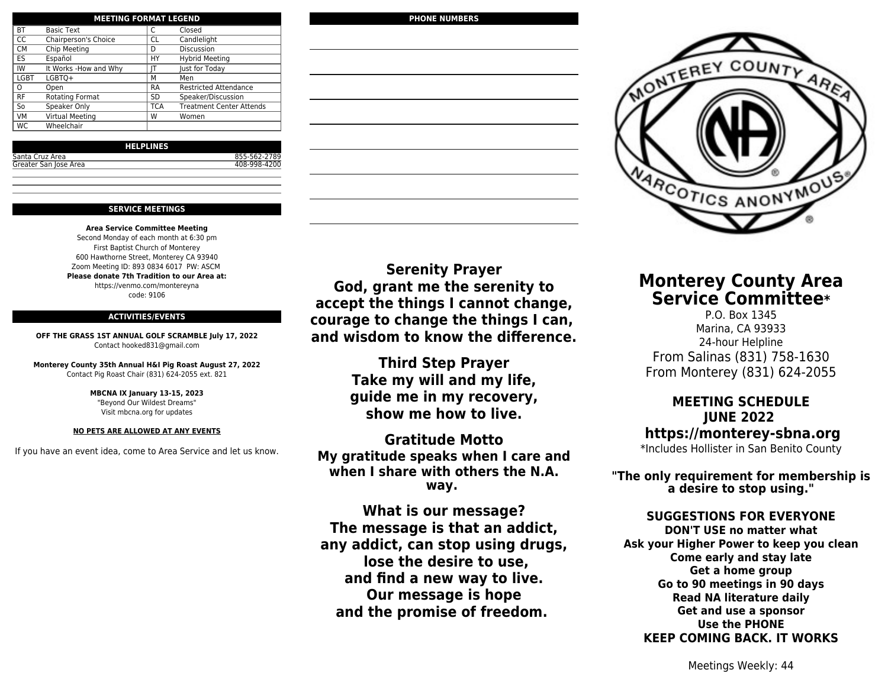## MEETING FORMAT LEGEND

| | | | |
|---|---|---|---|
| BT | Basic Text | C | Closed |
| CC | Chairperson's Choice | CL | Candlelight |
| CM | Chip Meeting | D | Discussion |
| ES | Español | HY | Hybrid Meeting |
| IW | It Works -How and Why | JT | Just for Today |
| LGBT | LGBTQ+ | M | Men |
| O | Open | RA | Restricted Attendance |
| RF | Rotating Format | SD | Speaker/Discussion |
| So | Speaker Only | TCA | Treatment Center Attends |
| VM | Virtual Meeting | W | Women |
| WC | Wheelchair | | |

## HELPLINES

| | |
|---|---|
| Santa Cruz Area | 855-562-2789 |
| Greater San Jose Area | 408-998-4200 |

## SERVICE MEETINGS

**Area Service Committee Meeting**
Second Monday of each month at 6:30 pm
First Baptist Church of Monterey
600 Hawthorne Street, Monterey CA 93940
Zoom Meeting ID: 893 0834 6017 PW: ASCM
**Please donate 7th Tradition to our Area at:**
https://venmo.com/montereyna
code: 9106

## ACTIVITIES/EVENTS

**OFF THE GRASS 1ST ANNUAL GOLF SCRAMBLE July 17, 2022**
Contact hooked831@gmail.com

**Monterey County 35th Annual H&I Pig Roast August 27, 2022**
Contact Pig Roast Chair (831) 624-2055 ext. 821

**MBCNA IX January 13-15, 2023**
"Beyond Our Wildest Dreams"
Visit mbcna.org for updates

**NO PETS ARE ALLOWED AT ANY EVENTS**

If you have an event idea, come to Area Service and let us know.

## PHONE NUMBERS

**Serenity Prayer**
**God, grant me the serenity to accept the things I cannot change, courage to change the things I can, and wisdom to know the difference.**

**Third Step Prayer**
**Take my will and my life, guide me in my recovery, show me how to live.**

**Gratitude Motto**
**My gratitude speaks when I care and when I share with others the N.A. way.**

**What is our message?**
**The message is that an addict, any addict, can stop using drugs, lose the desire to use, and find a new way to live. Our message is hope and the promise of freedom.**

MONTEREY COUNTY AREA
NARCOTICS ANONYMOUS

# Monterey County Area Service Committee*

P.O. Box 1345
Marina, CA 93933
24-hour Helpline
From Salinas (831) 758-1630
From Monterey (831) 624-2055

## MEETING SCHEDULE
## JUNE 2022
## https://monterey-sbna.org

*Includes Hollister in San Benito County

**"The only requirement for membership is a desire to stop using."**

**SUGGESTIONS FOR EVERYONE**
**DON'T USE no matter what**
**Ask your Higher Power to keep you clean**
**Come early and stay late**
**Get a home group**
**Go to 90 meetings in 90 days**
**Read NA literature daily**
**Get and use a sponsor**
**Use the PHONE**
**KEEP COMING BACK. IT WORKS**

Meetings Weekly: 44